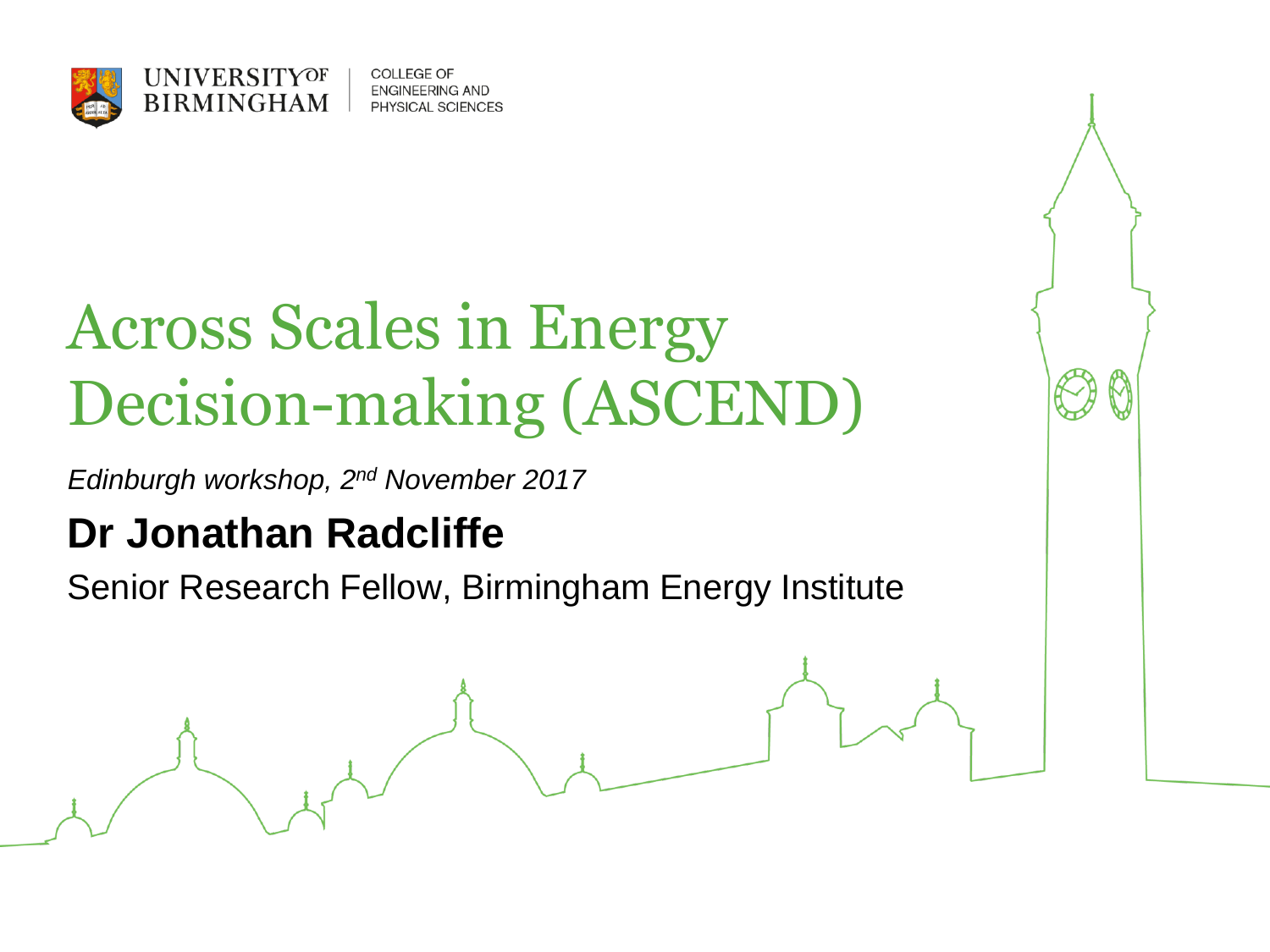UNIVERSITY OF BIRMINGHAM | COLLEGE OF ENGINEERING AND PHYSICAL SCIENCES

# Across Scales in Energy Decision-making (ASCEND)

*Edinburgh workshop, 2nd November 2017*

## Dr Jonathan Radcliffe

Senior Research Fellow, Birmingham Energy Institute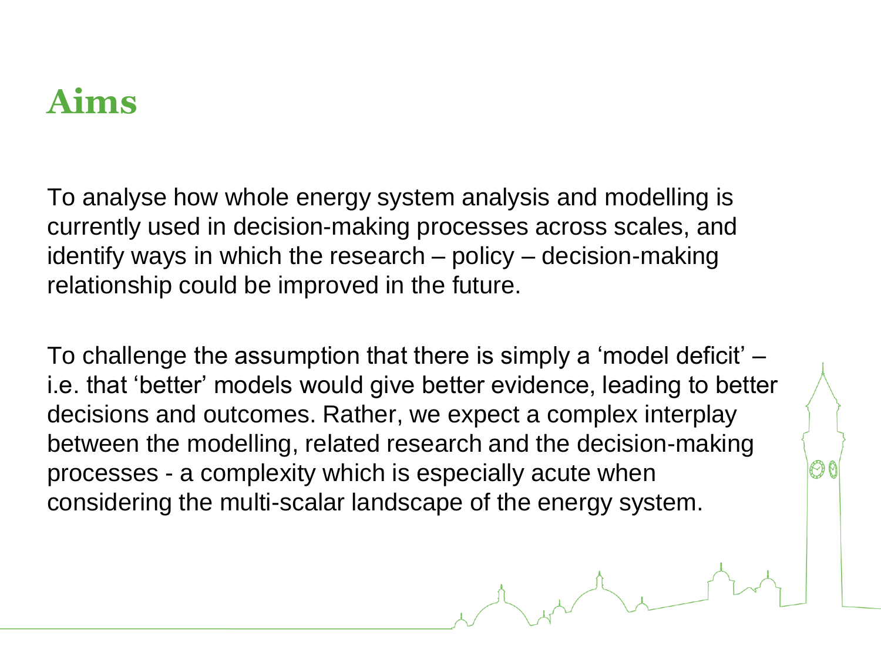# Aims

To analyse how whole energy system analysis and modelling is currently used in decision-making processes across scales, and identify ways in which the research – policy – decision-making relationship could be improved in the future.

To challenge the assumption that there is simply a 'model deficit' – i.e. that 'better' models would give better evidence, leading to better decisions and outcomes. Rather, we expect a complex interplay between the modelling, related research and the decision-making processes - a complexity which is especially acute when considering the multi-scalar landscape of the energy system.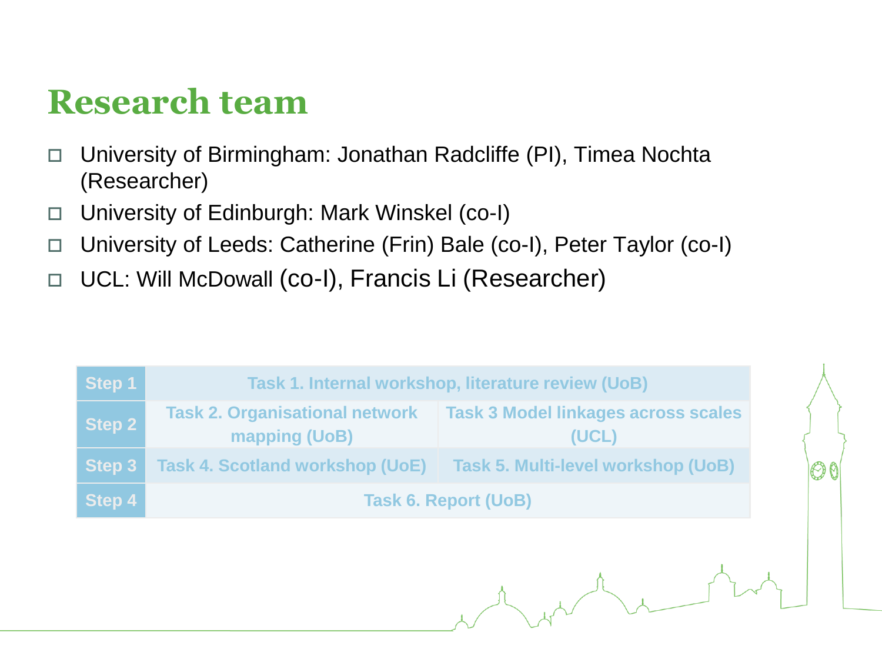# Research team

- University of Birmingham: Jonathan Radcliffe (PI), Timea Nochta (Researcher)
- University of Edinburgh: Mark Winskel (co-I)
- University of Leeds: Catherine (Frin) Bale (co-I), Peter Taylor (co-I)
- UCL: Will McDowall (co-I), Francis Li (Researcher)

| Step 1 | Task 1. Internal workshop, literature review (UoB) | |
|---|---|---|
| Step 2 | Task 2. Organisational network mapping (UoB) | Task 3 Model linkages across scales (UCL) |
| Step 3 | Task 4. Scotland workshop (UoE) | Task 5. Multi-level workshop (UoB) |
| Step 4 | Task 6. Report (UoB) | |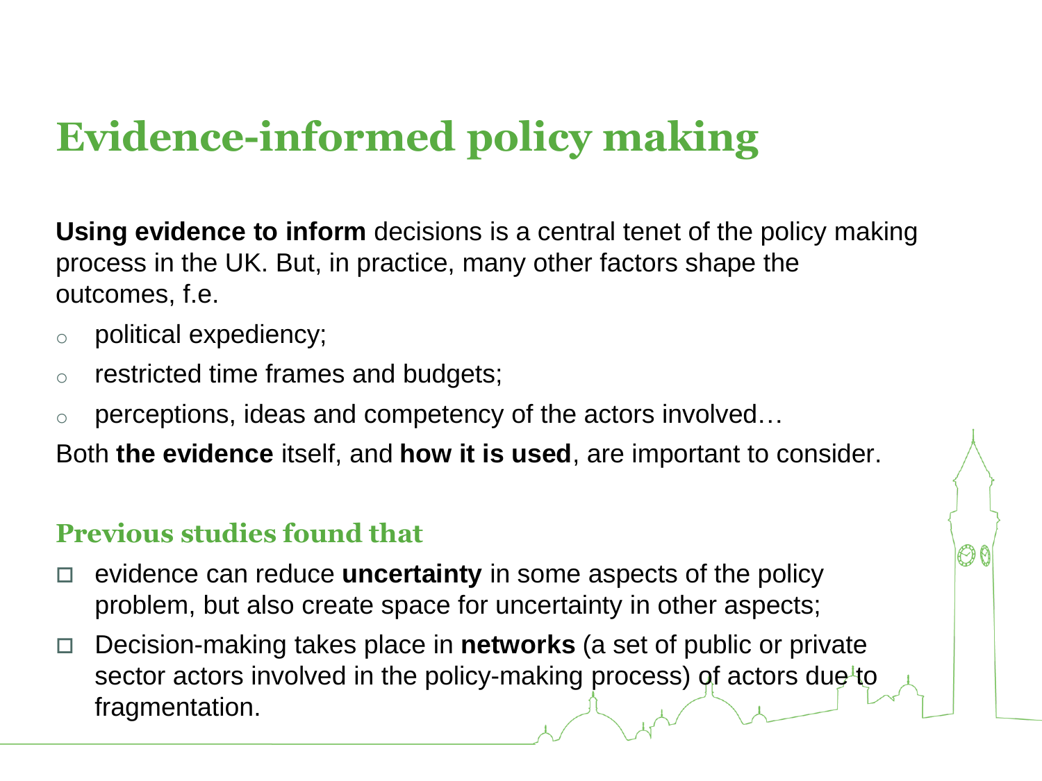# Evidence-informed policy making

**Using evidence to inform** decisions is a central tenet of the policy making process in the UK. But, in practice, many other factors shape the outcomes, f.e.

- political expediency;
- restricted time frames and budgets;
- perceptions, ideas and competency of the actors involved…

Both **the evidence** itself, and **how it is used**, are important to consider.

## Previous studies found that

- evidence can reduce **uncertainty** in some aspects of the policy problem, but also create space for uncertainty in other aspects;
- Decision-making takes place in **networks** (a set of public or private sector actors involved in the policy-making process) of actors due to fragmentation.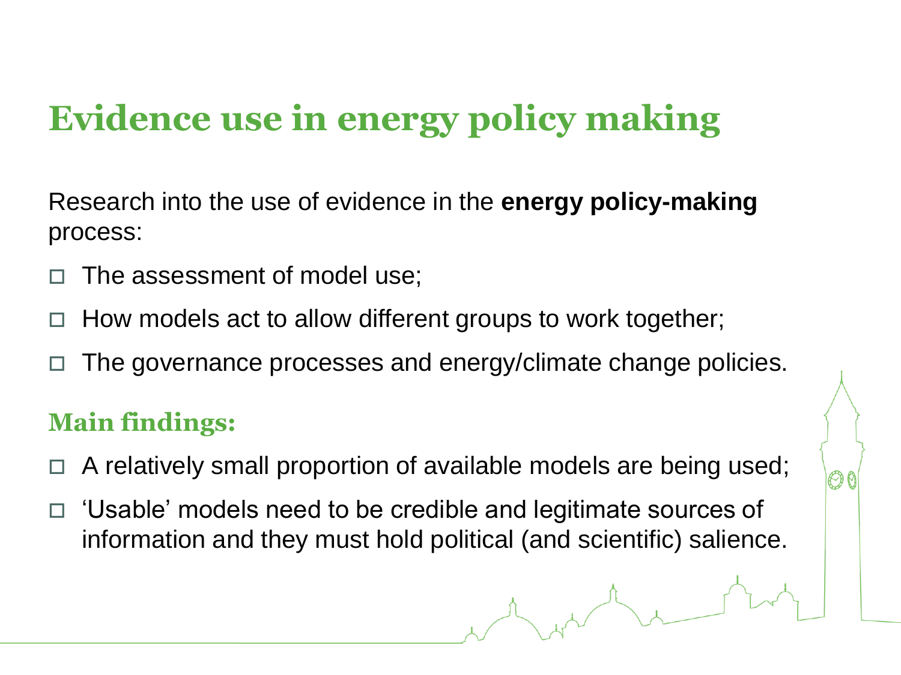# Evidence use in energy policy making

Research into the use of evidence in the **energy policy-making** process:

- The assessment of model use;
- How models act to allow different groups to work together;
- The governance processes and energy/climate change policies.

## Main findings:

- A relatively small proportion of available models are being used;
- 'Usable' models need to be credible and legitimate sources of information and they must hold political (and scientific) salience.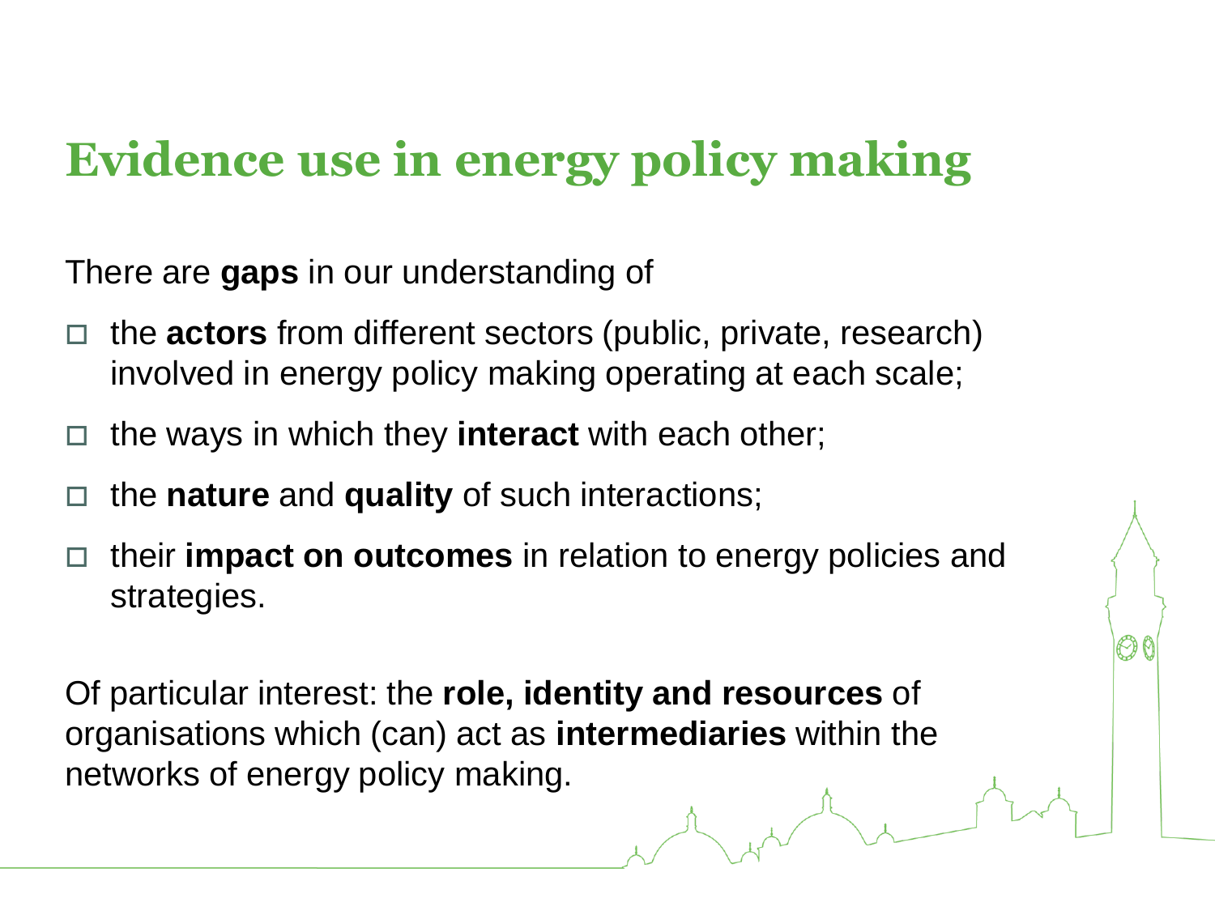# Evidence use in energy policy making

There are **gaps** in our understanding of

- the **actors** from different sectors (public, private, research) involved in energy policy making operating at each scale;
- the ways in which they **interact** with each other;
- the **nature** and **quality** of such interactions;
- their **impact on outcomes** in relation to energy policies and strategies.

Of particular interest: the **role, identity and resources** of organisations which (can) act as **intermediaries** within the networks of energy policy making.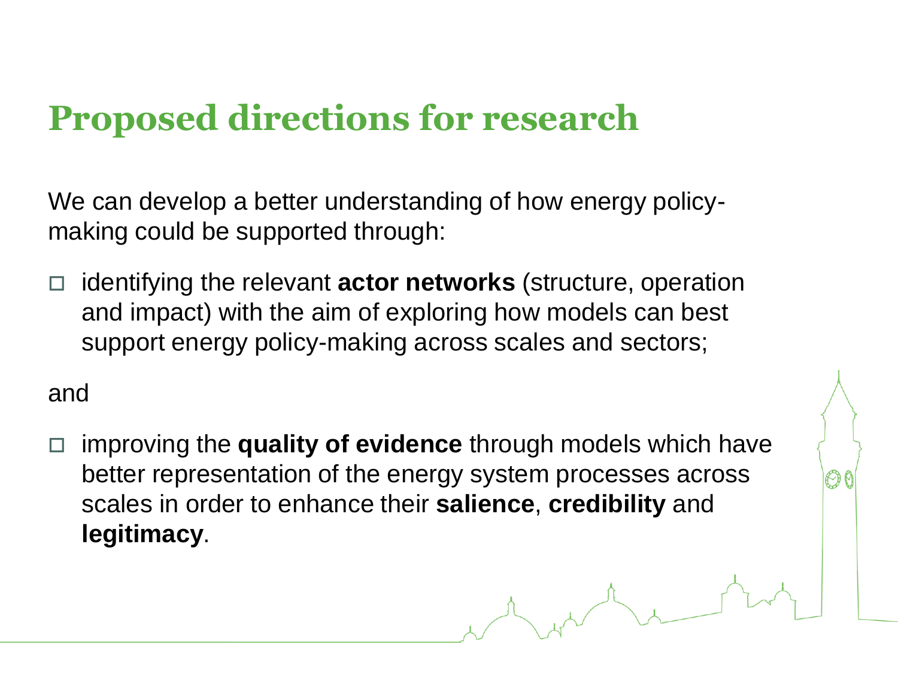# Proposed directions for research

We can develop a better understanding of how energy policy-making could be supported through:

- identifying the relevant **actor networks** (structure, operation and impact) with the aim of exploring how models can best support energy policy-making across scales and sectors;

and

- improving the **quality of evidence** through models which have better representation of the energy system processes across scales in order to enhance their **salience**, **credibility** and **legitimacy**.